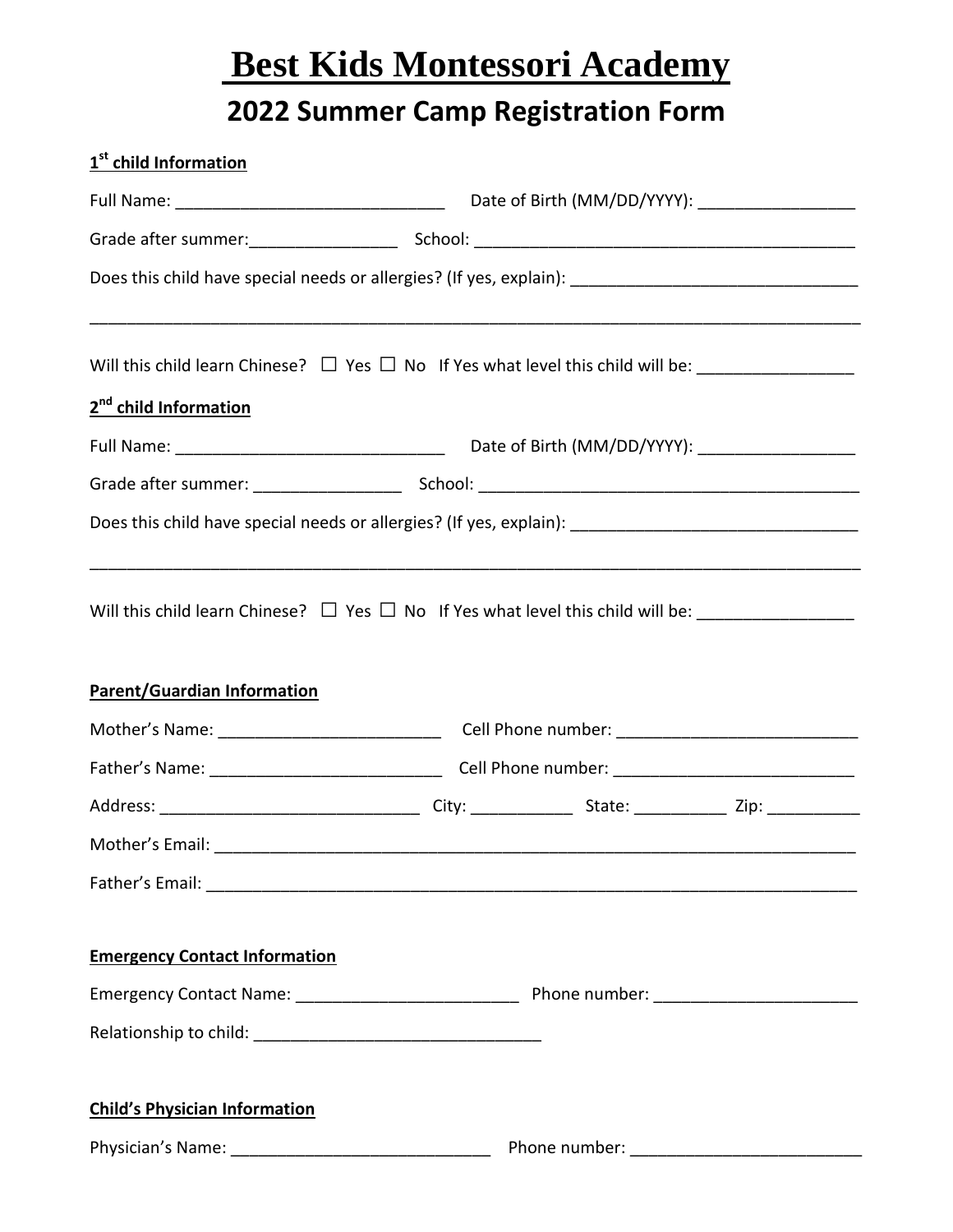# Best Kids Montessori Academy

## 2022 Summer Camp Registration Form

**1st child Information**

Full Name: ______________________________ Date of Birth (MM/DD/YYYY): _________________

Grade after summer:________________ School: __________________________________________

Does this child have special needs or allergies? (If yes, explain): _______________________________

_____________________________________________________________________________________

Will this child learn Chinese? ☐ Yes ☐ No If Yes what level this child will be: _________________

**2nd child Information**

Full Name: ______________________________ Date of Birth (MM/DD/YYYY): _________________

Grade after summer: ________________ School: __________________________________________

Does this child have special needs or allergies? (If yes, explain): _______________________________

_____________________________________________________________________________________

Will this child learn Chinese? ☐ Yes ☐ No If Yes what level this child will be: _________________

**Parent/Guardian Information**

Mother's Name: ________________________ Cell Phone number: __________________________

Father's Name: _________________________ Cell Phone number: __________________________

Address: ____________________________ City: ___________ State: __________ Zip: __________

Mother's Email: _________________________________________________________________________

Father's Email: __________________________________________________________________________

**Emergency Contact Information**

Emergency Contact Name: ________________________ Phone number: ______________________

Relationship to child: _______________________________

**Child's Physician Information**

Physician's Name: ____________________________ Phone number: _________________________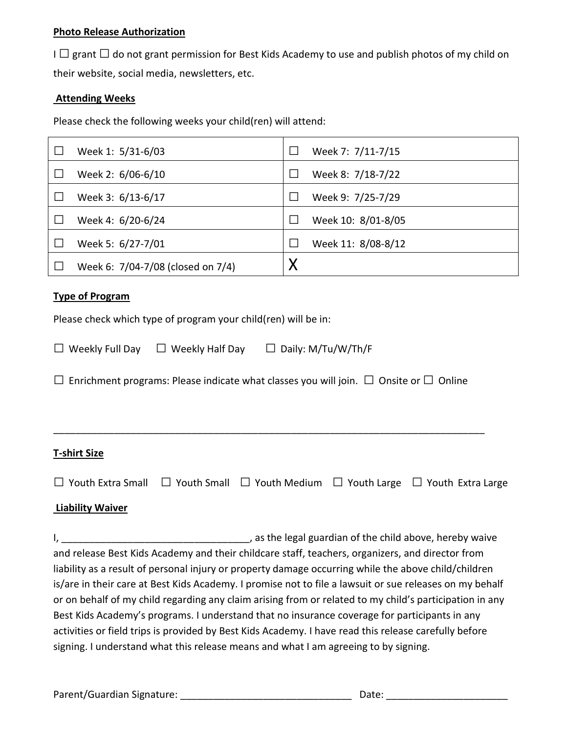**Photo Release Authorization**

I ☐ grant ☐ do not grant permission for Best Kids Academy to use and publish photos of my child on their website, social media, newsletters, etc.

**Attending Weeks**

Please check the following weeks your child(ren) will attend:

| | | | |
|---|---|---|---|
| ☐ | Week 1: 5/31-6/03 | ☐ | Week 7: 7/11-7/15 |
| ☐ | Week 2: 6/06-6/10 | ☐ | Week 8: 7/18-7/22 |
| ☐ | Week 3: 6/13-6/17 | ☐ | Week 9: 7/25-7/29 |
| ☐ | Week 4: 6/20-6/24 | ☐ | Week 10: 8/01-8/05 |
| ☐ | Week 5: 6/27-7/01 | ☐ | Week 11: 8/08-8/12 |
| ☐ | Week 6: 7/04-7/08 (closed on 7/4) | X | |

**Type of Program**

Please check which type of program your child(ren) will be in:

☐ Weekly Full Day ☐ Weekly Half Day ☐ Daily: M/Tu/W/Th/F

☐ Enrichment programs: Please indicate what classes you will join. ☐ Onsite or ☐ Online

_______________________________________________________________________________

**T-shirt Size**

☐ Youth Extra Small ☐ Youth Small ☐ Youth Medium ☐ Youth Large ☐ Youth Extra Large

**Liability Waiver**

I, __________________________________, as the legal guardian of the child above, hereby waive and release Best Kids Academy and their childcare staff, teachers, organizers, and director from liability as a result of personal injury or property damage occurring while the above child/children is/are in their care at Best Kids Academy. I promise not to file a lawsuit or sue releases on my behalf or on behalf of my child regarding any claim arising from or related to my child's participation in any Best Kids Academy's programs. I understand that no insurance coverage for participants in any activities or field trips is provided by Best Kids Academy. I have read this release carefully before signing. I understand what this release means and what I am agreeing to by signing.

Parent/Guardian Signature: _______________________________ Date: ______________________